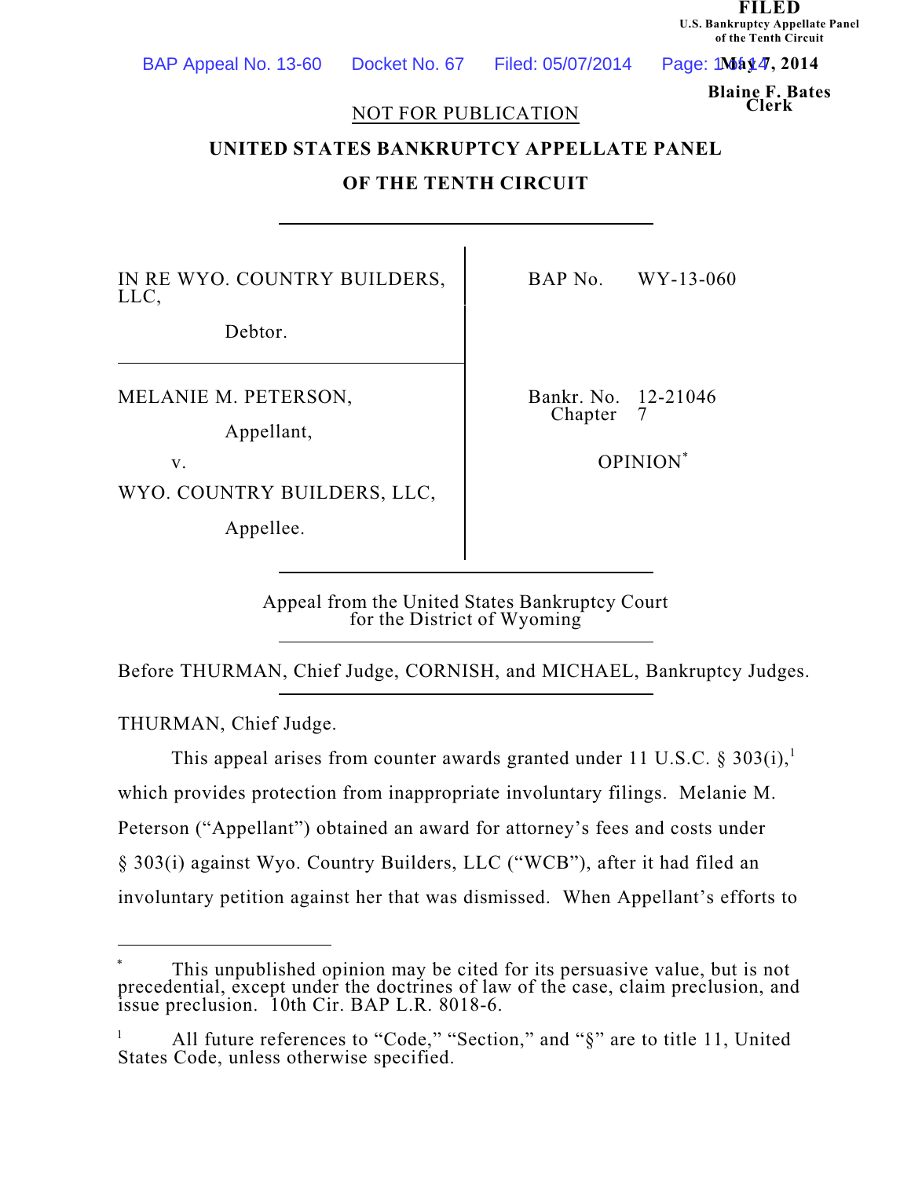FILED
U.S. Bankruptcy Appellate Panel
of the Tenth Circuit

May 7, 2014

Blaine F. Bates
Clerk

NOT FOR PUBLICATION

**UNITED STATES BANKRUPTCY APPELLATE PANEL**

**OF THE TENTH CIRCUIT**

| | |
|---|---|
| IN RE WYO. COUNTRY BUILDERS, LLC,<br><br>Debtor. | BAP No. WY-13-060 |
| MELANIE M. PETERSON,<br><br>Appellant,<br><br>v.<br><br>WYO. COUNTRY BUILDERS, LLC,<br><br>Appellee. | Bankr. No. 12-21046<br>Chapter 7<br><br>OPINION* |

Appeal from the United States Bankruptcy Court
for the District of Wyoming

Before THURMAN, Chief Judge, CORNISH, and MICHAEL, Bankruptcy Judges.

THURMAN, Chief Judge.

This appeal arises from counter awards granted under 11 U.S.C. § 303(i),[1] which provides protection from inappropriate involuntary filings. Melanie M. Peterson ("Appellant") obtained an award for attorney's fees and costs under § 303(i) against Wyo. Country Builders, LLC ("WCB"), after it had filed an involuntary petition against her that was dismissed. When Appellant's efforts to

---

\* This unpublished opinion may be cited for its persuasive value, but is not precedential, except under the doctrines of law of the case, claim preclusion, and issue preclusion. 10th Cir. BAP L.R. 8018-6.

[1] All future references to "Code," "Section," and "§" are to title 11, United States Code, unless otherwise specified.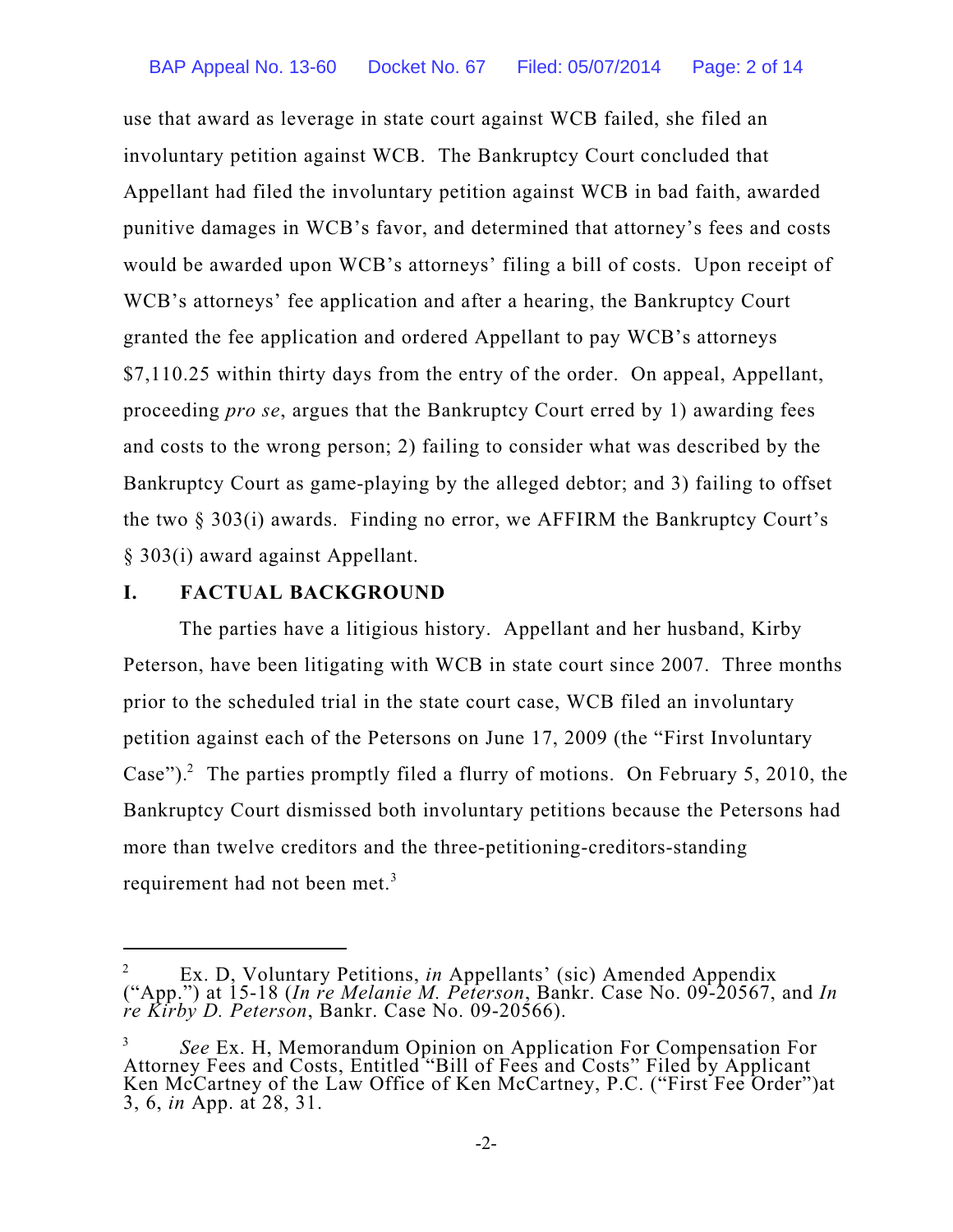use that award as leverage in state court against WCB failed, she filed an involuntary petition against WCB. The Bankruptcy Court concluded that Appellant had filed the involuntary petition against WCB in bad faith, awarded punitive damages in WCB's favor, and determined that attorney's fees and costs would be awarded upon WCB's attorneys' filing a bill of costs. Upon receipt of WCB's attorneys' fee application and after a hearing, the Bankruptcy Court granted the fee application and ordered Appellant to pay WCB's attorneys $7,110.25 within thirty days from the entry of the order. On appeal, Appellant, proceeding *pro se*, argues that the Bankruptcy Court erred by 1) awarding fees and costs to the wrong person; 2) failing to consider what was described by the Bankruptcy Court as game-playing by the alleged debtor; and 3) failing to offset the two § 303(i) awards. Finding no error, we AFFIRM the Bankruptcy Court's § 303(i) award against Appellant.

## I. FACTUAL BACKGROUND

The parties have a litigious history. Appellant and her husband, Kirby Peterson, have been litigating with WCB in state court since 2007. Three months prior to the scheduled trial in the state court case, WCB filed an involuntary petition against each of the Petersons on June 17, 2009 (the "First Involuntary Case").[2] The parties promptly filed a flurry of motions. On February 5, 2010, the Bankruptcy Court dismissed both involuntary petitions because the Petersons had more than twelve creditors and the three-petitioning-creditors-standing requirement had not been met.[3]

---

[2] Ex. D, Voluntary Petitions, *in* Appellants' (sic) Amended Appendix ("App.") at 15-18 (*In re Melanie M. Peterson*, Bankr. Case No. 09-20567, and *In re Kirby D. Peterson*, Bankr. Case No. 09-20566).

[3] *See* Ex. H, Memorandum Opinion on Application For Compensation For Attorney Fees and Costs, Entitled "Bill of Fees and Costs" Filed by Applicant Ken McCartney of the Law Office of Ken McCartney, P.C. ("First Fee Order")at 3, 6, *in* App. at 28, 31.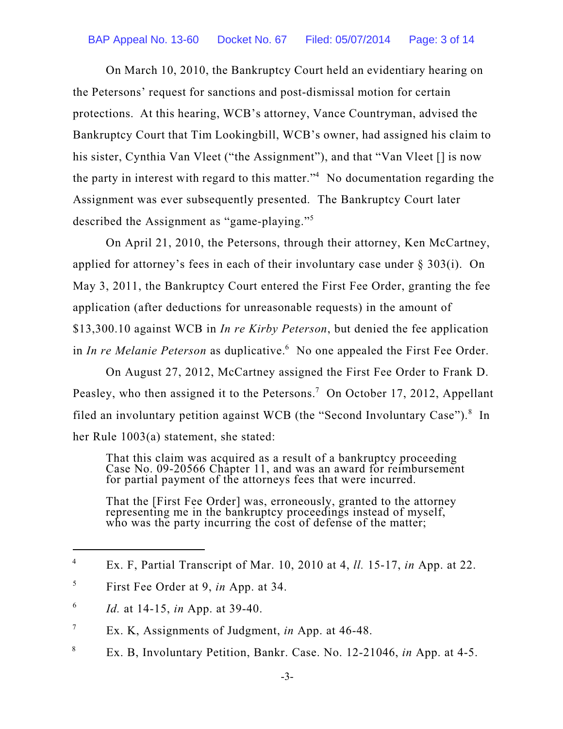On March 10, 2010, the Bankruptcy Court held an evidentiary hearing on the Petersons' request for sanctions and post-dismissal motion for certain protections. At this hearing, WCB's attorney, Vance Countryman, advised the Bankruptcy Court that Tim Lookingbill, WCB's owner, had assigned his claim to his sister, Cynthia Van Vleet ("the Assignment"), and that "Van Vleet [] is now the party in interest with regard to this matter."[4] No documentation regarding the Assignment was ever subsequently presented. The Bankruptcy Court later described the Assignment as "game-playing."[5]

On April 21, 2010, the Petersons, through their attorney, Ken McCartney, applied for attorney's fees in each of their involuntary case under § 303(i). On May 3, 2011, the Bankruptcy Court entered the First Fee Order, granting the fee application (after deductions for unreasonable requests) in the amount of $13,300.10 against WCB in *In re Kirby Peterson*, but denied the fee application in *In re Melanie Peterson* as duplicative.[6] No one appealed the First Fee Order.

On August 27, 2012, McCartney assigned the First Fee Order to Frank D. Peasley, who then assigned it to the Petersons.[7] On October 17, 2012, Appellant filed an involuntary petition against WCB (the "Second Involuntary Case").[8] In her Rule 1003(a) statement, she stated:

> That this claim was acquired as a result of a bankruptcy proceeding Case No. 09-20566 Chapter 11, and was an award for reimbursement for partial payment of the attorneys fees that were incurred.
>
> That the [First Fee Order] was, erroneously, granted to the attorney representing me in the bankruptcy proceedings instead of myself, who was the party incurring the cost of defense of the matter;

---

[4] Ex. F, Partial Transcript of Mar. 10, 2010 at 4, *ll.* 15-17, *in* App. at 22.

[5] First Fee Order at 9, *in* App. at 34.

[6] *Id.* at 14-15, *in* App. at 39-40.

[7] Ex. K, Assignments of Judgment, *in* App. at 46-48.

[8] Ex. B, Involuntary Petition, Bankr. Case. No. 12-21046, *in* App. at 4-5.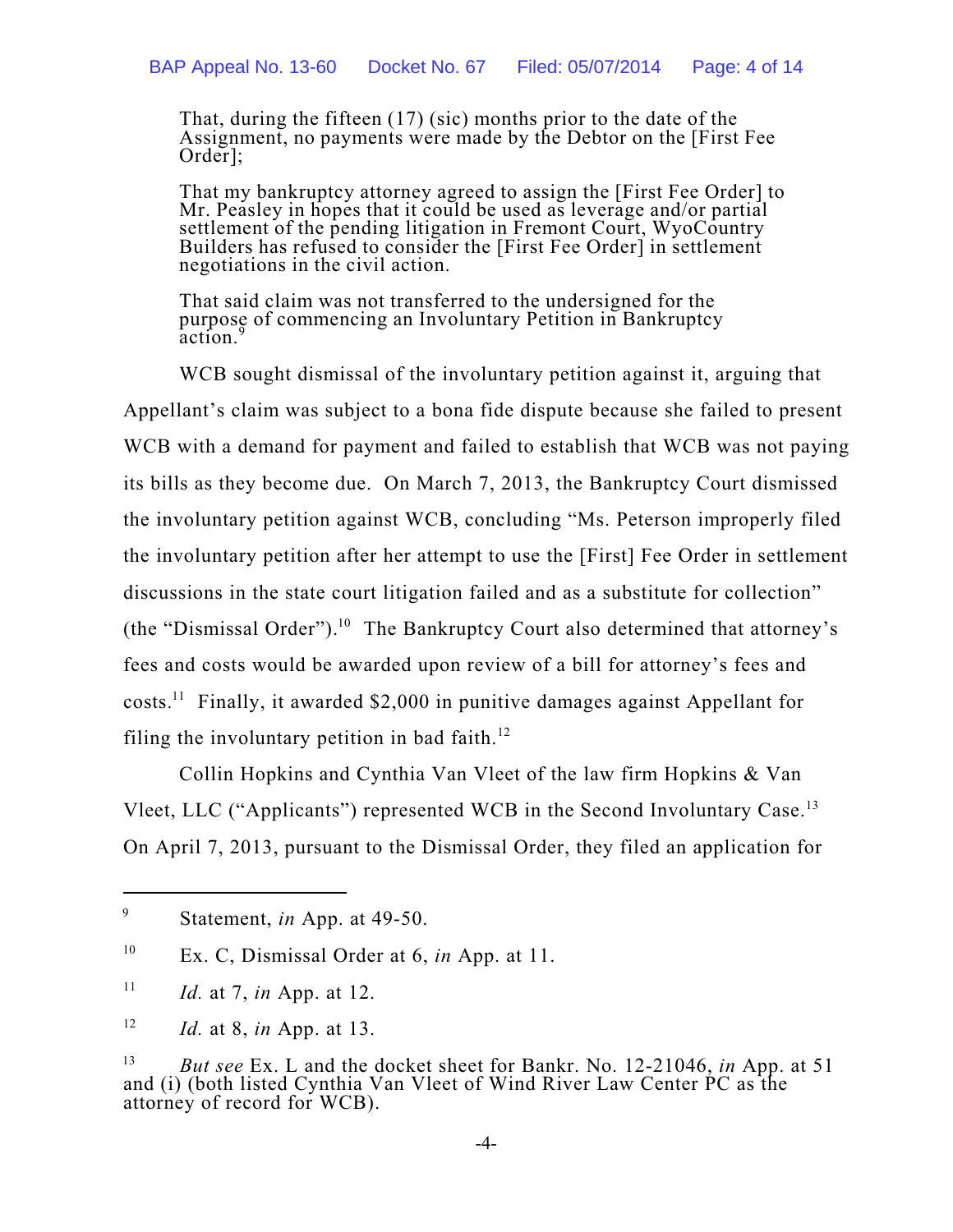> That, during the fifteen (17) (sic) months prior to the date of the Assignment, no payments were made by the Debtor on the [First Fee Order];
>
> That my bankruptcy attorney agreed to assign the [First Fee Order] to Mr. Peasley in hopes that it could be used as leverage and/or partial settlement of the pending litigation in Fremont Court, WyoCountry Builders has refused to consider the [First Fee Order] in settlement negotiations in the civil action.
>
> That said claim was not transferred to the undersigned for the purpose of commencing an Involuntary Petition in Bankruptcy action.[9]

WCB sought dismissal of the involuntary petition against it, arguing that Appellant's claim was subject to a bona fide dispute because she failed to present WCB with a demand for payment and failed to establish that WCB was not paying its bills as they become due. On March 7, 2013, the Bankruptcy Court dismissed the involuntary petition against WCB, concluding "Ms. Peterson improperly filed the involuntary petition after her attempt to use the [First] Fee Order in settlement discussions in the state court litigation failed and as a substitute for collection" (the "Dismissal Order").[10] The Bankruptcy Court also determined that attorney's fees and costs would be awarded upon review of a bill for attorney's fees and costs.[11] Finally, it awarded $2,000 in punitive damages against Appellant for filing the involuntary petition in bad faith.[12]

Collin Hopkins and Cynthia Van Vleet of the law firm Hopkins & Van Vleet, LLC ("Applicants") represented WCB in the Second Involuntary Case.[13] On April 7, 2013, pursuant to the Dismissal Order, they filed an application for

---

[9] Statement, *in* App. at 49-50.

[10] Ex. C, Dismissal Order at 6, *in* App. at 11.

[11] *Id.* at 7, *in* App. at 12.

[12] *Id.* at 8, *in* App. at 13.

[13] *But see* Ex. L and the docket sheet for Bankr. No. 12-21046, *in* App. at 51 and (i) (both listed Cynthia Van Vleet of Wind River Law Center PC as the attorney of record for WCB).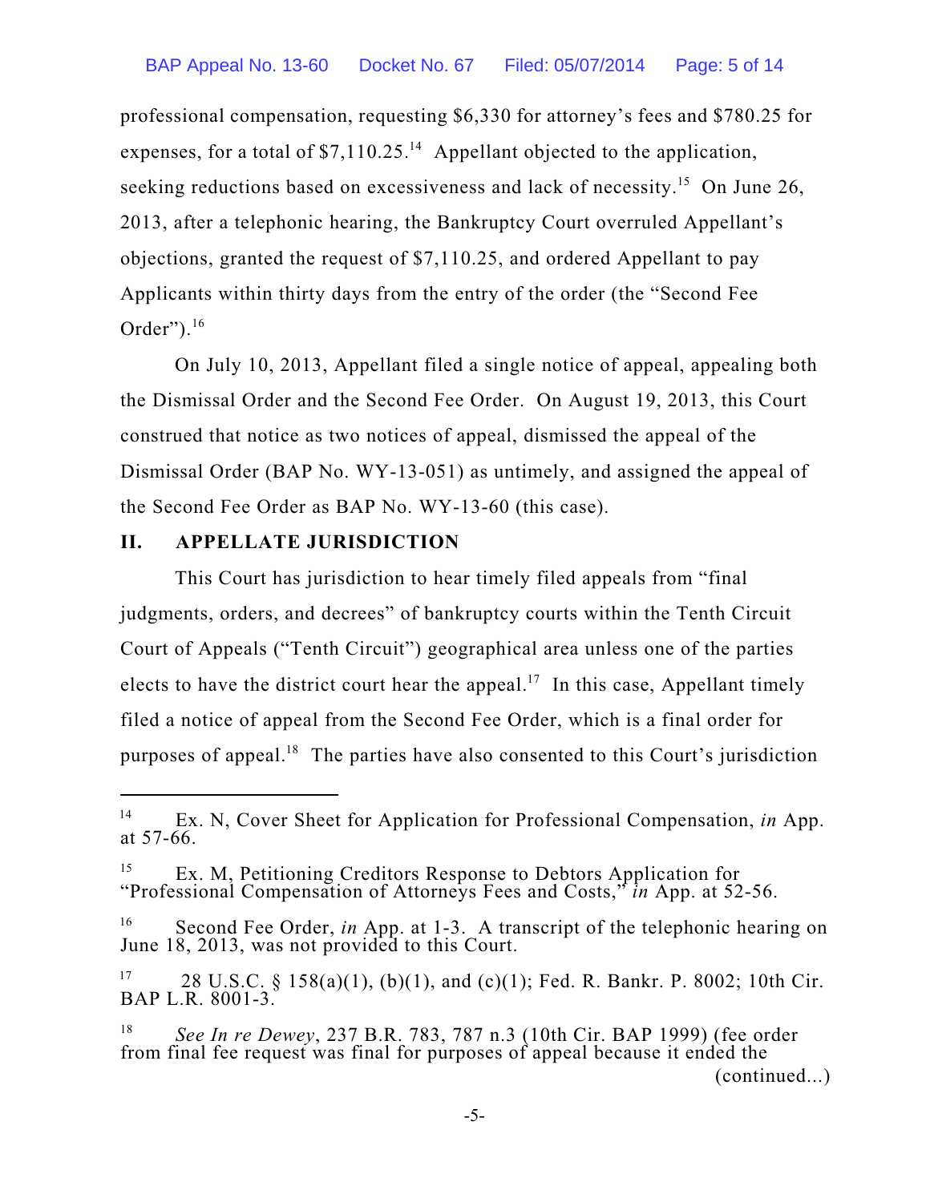professional compensation, requesting $6,330 for attorney's fees and $780.25 for expenses, for a total of $7,110.25.[14] Appellant objected to the application, seeking reductions based on excessiveness and lack of necessity.[15] On June 26, 2013, after a telephonic hearing, the Bankruptcy Court overruled Appellant's objections, granted the request of $7,110.25, and ordered Appellant to pay Applicants within thirty days from the entry of the order (the "Second Fee Order").[16]

On July 10, 2013, Appellant filed a single notice of appeal, appealing both the Dismissal Order and the Second Fee Order. On August 19, 2013, this Court construed that notice as two notices of appeal, dismissed the appeal of the Dismissal Order (BAP No. WY-13-051) as untimely, and assigned the appeal of the Second Fee Order as BAP No. WY-13-60 (this case).

## II. APPELLATE JURISDICTION

This Court has jurisdiction to hear timely filed appeals from "final judgments, orders, and decrees" of bankruptcy courts within the Tenth Circuit Court of Appeals ("Tenth Circuit") geographical area unless one of the parties elects to have the district court hear the appeal.[17] In this case, Appellant timely filed a notice of appeal from the Second Fee Order, which is a final order for purposes of appeal.[18] The parties have also consented to this Court's jurisdiction

---

[14] Ex. N, Cover Sheet for Application for Professional Compensation, *in* App. at 57-66.

[15] Ex. M, Petitioning Creditors Response to Debtors Application for "Professional Compensation of Attorneys Fees and Costs," *in* App. at 52-56.

[16] Second Fee Order, *in* App. at 1-3. A transcript of the telephonic hearing on June 18, 2013, was not provided to this Court.

[17] 28 U.S.C. § 158(a)(1), (b)(1), and (c)(1); Fed. R. Bankr. P. 8002; 10th Cir. BAP L.R. 8001-3.

[18] *See In re Dewey*, 237 B.R. 783, 787 n.3 (10th Cir. BAP 1999) (fee order from final fee request was final for purposes of appeal because it ended the (continued...)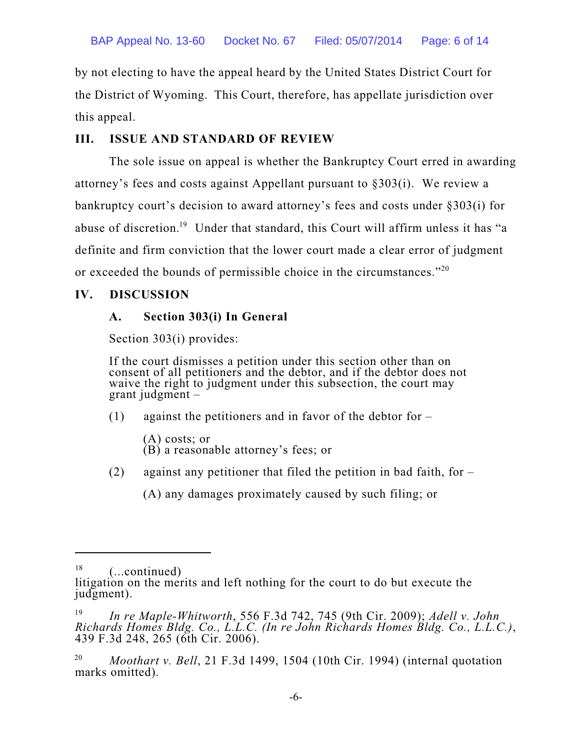by not electing to have the appeal heard by the United States District Court for the District of Wyoming. This Court, therefore, has appellate jurisdiction over this appeal.

## III. ISSUE AND STANDARD OF REVIEW

The sole issue on appeal is whether the Bankruptcy Court erred in awarding attorney's fees and costs against Appellant pursuant to §303(i). We review a bankruptcy court's decision to award attorney's fees and costs under §303(i) for abuse of discretion.[19] Under that standard, this Court will affirm unless it has "a definite and firm conviction that the lower court made a clear error of judgment or exceeded the bounds of permissible choice in the circumstances."[20]

## IV. DISCUSSION

### A. Section 303(i) In General

Section 303(i) provides:

> If the court dismisses a petition under this section other than on consent of all petitioners and the debtor, and if the debtor does not waive the right to judgment under this subsection, the court may grant judgment –
>
> (1) against the petitioners and in favor of the debtor for –
>
> (A) costs; or
> (B) a reasonable attorney's fees; or
>
> (2) against any petitioner that filed the petition in bad faith, for –
>
> (A) any damages proximately caused by such filing; or

---

[18] (...continued) litigation on the merits and left nothing for the court to do but execute the judgment).

[19] *In re Maple-Whitworth*, 556 F.3d 742, 745 (9th Cir. 2009); *Adell v. John Richards Homes Bldg. Co., L.L.C. (In re John Richards Homes Bldg. Co., L.L.C.)*, 439 F.3d 248, 265 (6th Cir. 2006).

[20] *Moothart v. Bell*, 21 F.3d 1499, 1504 (10th Cir. 1994) (internal quotation marks omitted).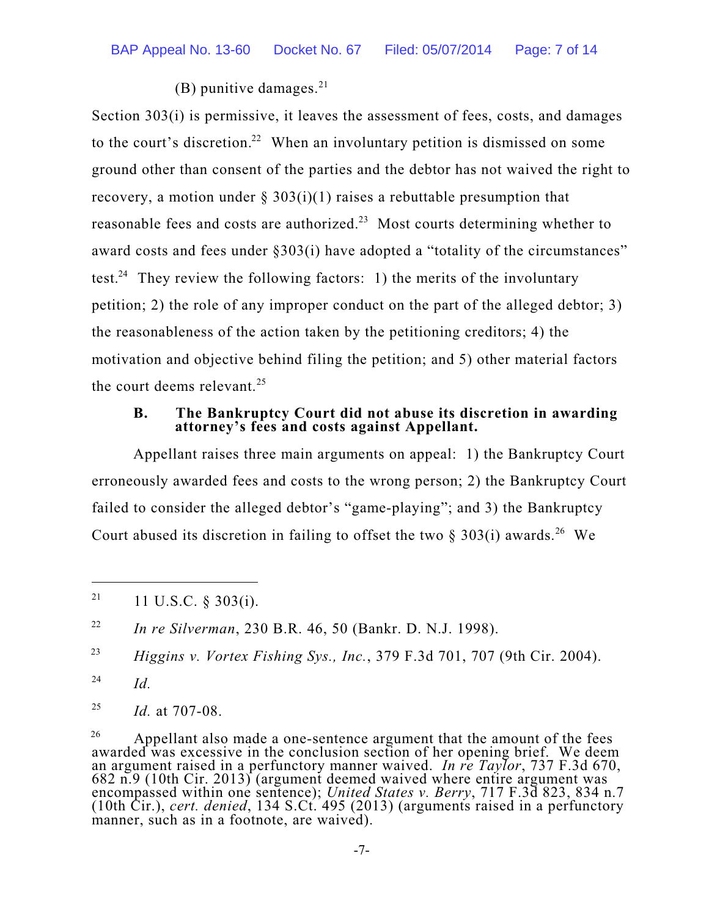(B) punitive damages.[21]

Section 303(i) is permissive, it leaves the assessment of fees, costs, and damages to the court's discretion.[22] When an involuntary petition is dismissed on some ground other than consent of the parties and the debtor has not waived the right to recovery, a motion under § 303(i)(1) raises a rebuttable presumption that reasonable fees and costs are authorized.[23] Most courts determining whether to award costs and fees under §303(i) have adopted a "totality of the circumstances" test.[24] They review the following factors: 1) the merits of the involuntary petition; 2) the role of any improper conduct on the part of the alleged debtor; 3) the reasonableness of the action taken by the petitioning creditors; 4) the motivation and objective behind filing the petition; and 5) other material factors the court deems relevant.[25]

### B. The Bankruptcy Court did not abuse its discretion in awarding attorney's fees and costs against Appellant.

Appellant raises three main arguments on appeal: 1) the Bankruptcy Court erroneously awarded fees and costs to the wrong person; 2) the Bankruptcy Court failed to consider the alleged debtor's "game-playing"; and 3) the Bankruptcy Court abused its discretion in failing to offset the two § 303(i) awards.[26] We

---

[21] 11 U.S.C. § 303(i).

[22] *In re Silverman*, 230 B.R. 46, 50 (Bankr. D. N.J. 1998).

[23] *Higgins v. Vortex Fishing Sys., Inc.*, 379 F.3d 701, 707 (9th Cir. 2004).

[24] *Id.*

[25] *Id.* at 707-08.

[26] Appellant also made a one-sentence argument that the amount of the fees awarded was excessive in the conclusion section of her opening brief. We deem an argument raised in a perfunctory manner waived. *In re Taylor*, 737 F.3d 670, 682 n.9 (10th Cir. 2013) (argument deemed waived where entire argument was encompassed within one sentence); *United States v. Berry*, 717 F.3d 823, 834 n.7 (10th Cir.), *cert. denied*, 134 S.Ct. 495 (2013) (arguments raised in a perfunctory manner, such as in a footnote, are waived).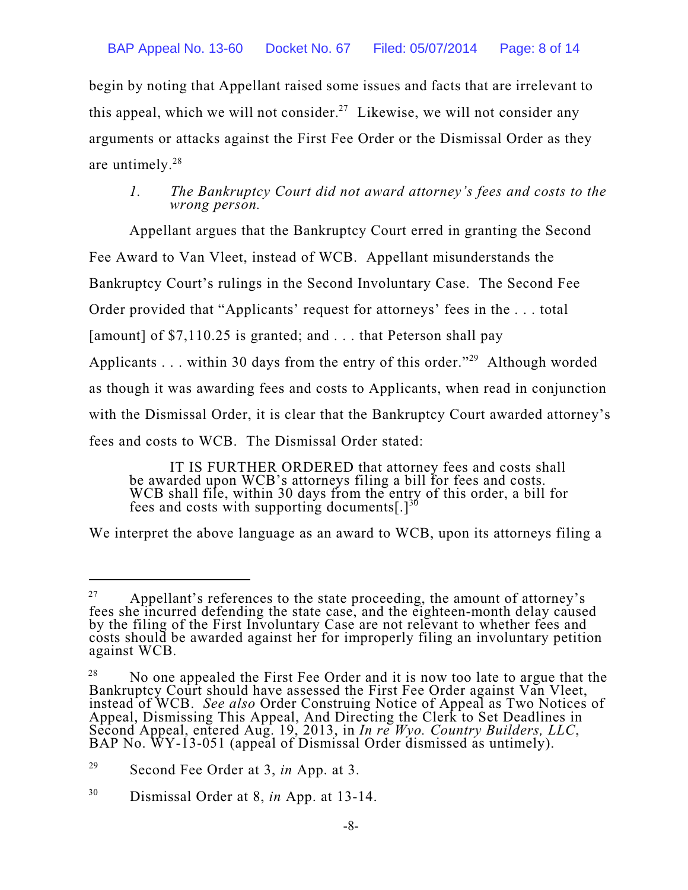begin by noting that Appellant raised some issues and facts that are irrelevant to this appeal, which we will not consider.[27] Likewise, we will not consider any arguments or attacks against the First Fee Order or the Dismissal Order as they are untimely.[28]

*1. The Bankruptcy Court did not award attorney's fees and costs to the wrong person.*

Appellant argues that the Bankruptcy Court erred in granting the Second Fee Award to Van Vleet, instead of WCB. Appellant misunderstands the Bankruptcy Court's rulings in the Second Involuntary Case. The Second Fee Order provided that "Applicants' request for attorneys' fees in the . . . total [amount] of $7,110.25 is granted; and . . . that Peterson shall pay Applicants . . . within 30 days from the entry of this order."[29] Although worded as though it was awarding fees and costs to Applicants, when read in conjunction with the Dismissal Order, it is clear that the Bankruptcy Court awarded attorney's fees and costs to WCB. The Dismissal Order stated:

> IT IS FURTHER ORDERED that attorney fees and costs shall be awarded upon WCB's attorneys filing a bill for fees and costs. WCB shall file, within 30 days from the entry of this order, a bill for fees and costs with supporting documents[.][30]

We interpret the above language as an award to WCB, upon its attorneys filing a

---

[27] Appellant's references to the state proceeding, the amount of attorney's fees she incurred defending the state case, and the eighteen-month delay caused by the filing of the First Involuntary Case are not relevant to whether fees and costs should be awarded against her for improperly filing an involuntary petition against WCB.

[28] No one appealed the First Fee Order and it is now too late to argue that the Bankruptcy Court should have assessed the First Fee Order against Van Vleet, instead of WCB. *See also* Order Construing Notice of Appeal as Two Notices of Appeal, Dismissing This Appeal, And Directing the Clerk to Set Deadlines in Second Appeal, entered Aug. 19, 2013, in *In re Wyo. Country Builders, LLC*, BAP No. WY-13-051 (appeal of Dismissal Order dismissed as untimely).

[29] Second Fee Order at 3, *in* App. at 3.

[30] Dismissal Order at 8, *in* App. at 13-14.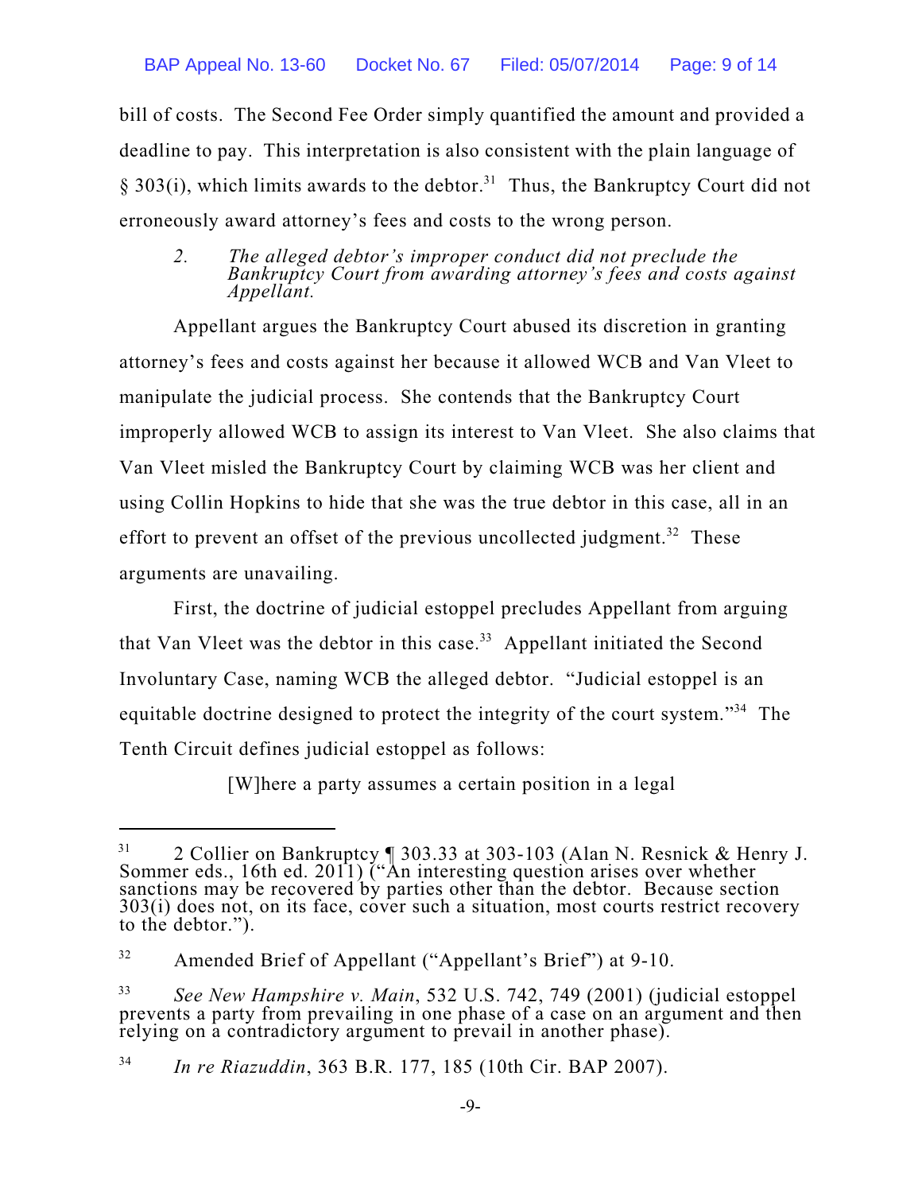bill of costs. The Second Fee Order simply quantified the amount and provided a deadline to pay. This interpretation is also consistent with the plain language of § 303(i), which limits awards to the debtor.[31] Thus, the Bankruptcy Court did not erroneously award attorney's fees and costs to the wrong person.

*2. The alleged debtor's improper conduct did not preclude the Bankruptcy Court from awarding attorney's fees and costs against Appellant.*

Appellant argues the Bankruptcy Court abused its discretion in granting attorney's fees and costs against her because it allowed WCB and Van Vleet to manipulate the judicial process. She contends that the Bankruptcy Court improperly allowed WCB to assign its interest to Van Vleet. She also claims that Van Vleet misled the Bankruptcy Court by claiming WCB was her client and using Collin Hopkins to hide that she was the true debtor in this case, all in an effort to prevent an offset of the previous uncollected judgment.[32] These arguments are unavailing.

First, the doctrine of judicial estoppel precludes Appellant from arguing that Van Vleet was the debtor in this case.[33] Appellant initiated the Second Involuntary Case, naming WCB the alleged debtor. "Judicial estoppel is an equitable doctrine designed to protect the integrity of the court system."[34] The Tenth Circuit defines judicial estoppel as follows:

> [W]here a party assumes a certain position in a legal

---

[31] 2 Collier on Bankruptcy ¶ 303.33 at 303-103 (Alan N. Resnick & Henry J. Sommer eds., 16th ed. 2011) ("An interesting question arises over whether sanctions may be recovered by parties other than the debtor. Because section 303(i) does not, on its face, cover such a situation, most courts restrict recovery to the debtor.").

[32] Amended Brief of Appellant ("Appellant's Brief") at 9-10.

[33] *See New Hampshire v. Main*, 532 U.S. 742, 749 (2001) (judicial estoppel prevents a party from prevailing in one phase of a case on an argument and then relying on a contradictory argument to prevail in another phase).

[34] *In re Riazuddin*, 363 B.R. 177, 185 (10th Cir. BAP 2007).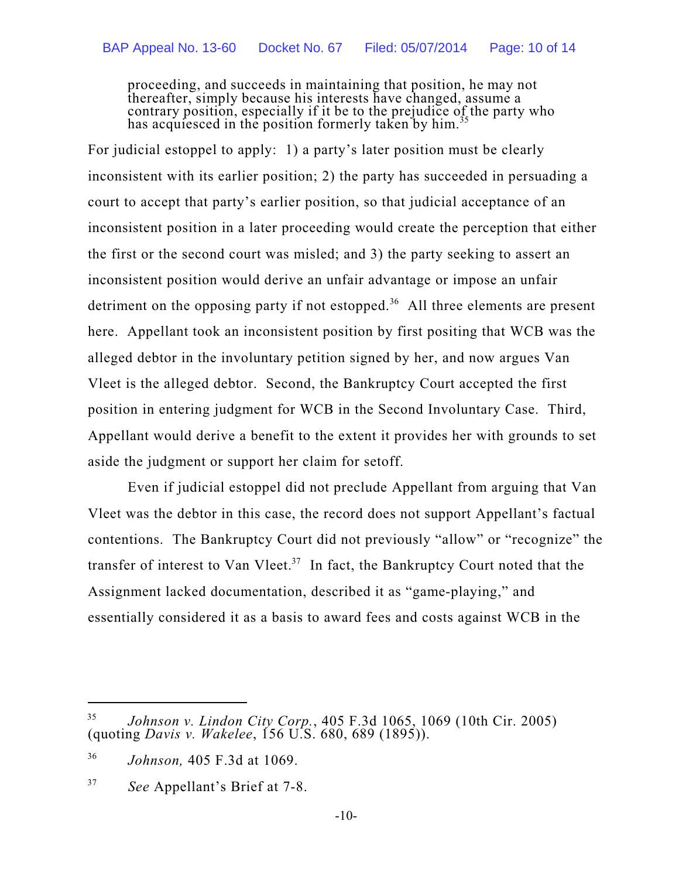> proceeding, and succeeds in maintaining that position, he may not thereafter, simply because his interests have changed, assume a contrary position, especially if it be to the prejudice of the party who has acquiesced in the position formerly taken by him.[35]

For judicial estoppel to apply: 1) a party's later position must be clearly inconsistent with its earlier position; 2) the party has succeeded in persuading a court to accept that party's earlier position, so that judicial acceptance of an inconsistent position in a later proceeding would create the perception that either the first or the second court was misled; and 3) the party seeking to assert an inconsistent position would derive an unfair advantage or impose an unfair detriment on the opposing party if not estopped.[36] All three elements are present here. Appellant took an inconsistent position by first positing that WCB was the alleged debtor in the involuntary petition signed by her, and now argues Van Vleet is the alleged debtor. Second, the Bankruptcy Court accepted the first position in entering judgment for WCB in the Second Involuntary Case. Third, Appellant would derive a benefit to the extent it provides her with grounds to set aside the judgment or support her claim for setoff.

Even if judicial estoppel did not preclude Appellant from arguing that Van Vleet was the debtor in this case, the record does not support Appellant's factual contentions. The Bankruptcy Court did not previously "allow" or "recognize" the transfer of interest to Van Vleet.[37] In fact, the Bankruptcy Court noted that the Assignment lacked documentation, described it as "game-playing," and essentially considered it as a basis to award fees and costs against WCB in the

---

[35] *Johnson v. Lindon City Corp.*, 405 F.3d 1065, 1069 (10th Cir. 2005) (quoting *Davis v. Wakelee*, 156 U.S. 680, 689 (1895)).

[36] *Johnson,* 405 F.3d at 1069.

[37] *See* Appellant's Brief at 7-8.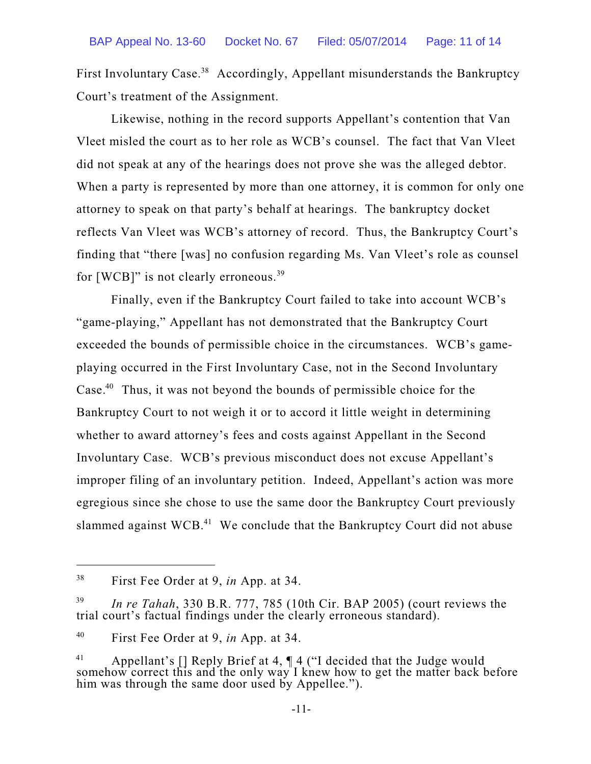First Involuntary Case.[38] Accordingly, Appellant misunderstands the Bankruptcy Court's treatment of the Assignment.

Likewise, nothing in the record supports Appellant's contention that Van Vleet misled the court as to her role as WCB's counsel. The fact that Van Vleet did not speak at any of the hearings does not prove she was the alleged debtor. When a party is represented by more than one attorney, it is common for only one attorney to speak on that party's behalf at hearings. The bankruptcy docket reflects Van Vleet was WCB's attorney of record. Thus, the Bankruptcy Court's finding that "there [was] no confusion regarding Ms. Van Vleet's role as counsel for [WCB]" is not clearly erroneous.[39]

Finally, even if the Bankruptcy Court failed to take into account WCB's "game-playing," Appellant has not demonstrated that the Bankruptcy Court exceeded the bounds of permissible choice in the circumstances. WCB's game-playing occurred in the First Involuntary Case, not in the Second Involuntary Case.[40] Thus, it was not beyond the bounds of permissible choice for the Bankruptcy Court to not weigh it or to accord it little weight in determining whether to award attorney's fees and costs against Appellant in the Second Involuntary Case. WCB's previous misconduct does not excuse Appellant's improper filing of an involuntary petition. Indeed, Appellant's action was more egregious since she chose to use the same door the Bankruptcy Court previously slammed against WCB.[41] We conclude that the Bankruptcy Court did not abuse

---

[38] First Fee Order at 9, *in* App. at 34.

[39] *In re Tahah*, 330 B.R. 777, 785 (10th Cir. BAP 2005) (court reviews the trial court's factual findings under the clearly erroneous standard).

[40] First Fee Order at 9, *in* App. at 34.

[41] Appellant's [] Reply Brief at 4, ¶ 4 ("I decided that the Judge would somehow correct this and the only way I knew how to get the matter back before him was through the same door used by Appellee.").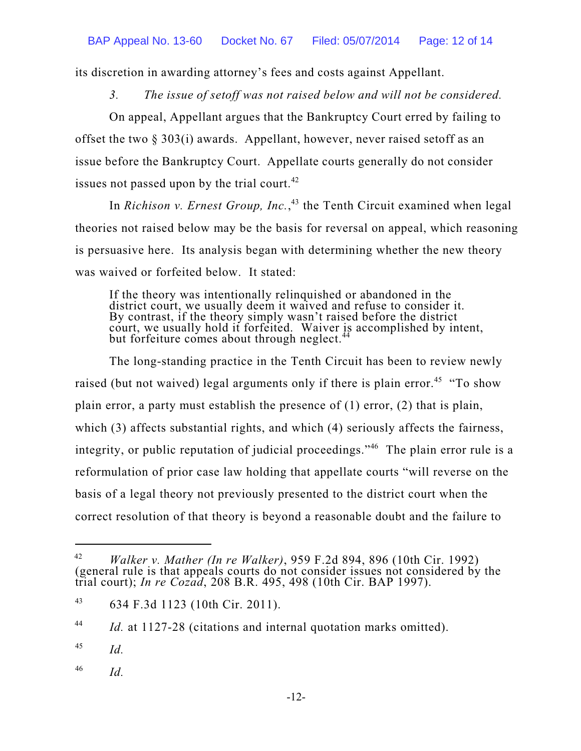its discretion in awarding attorney's fees and costs against Appellant.

*3. The issue of setoff was not raised below and will not be considered.*

On appeal, Appellant argues that the Bankruptcy Court erred by failing to offset the two § 303(i) awards. Appellant, however, never raised setoff as an issue before the Bankruptcy Court. Appellate courts generally do not consider issues not passed upon by the trial court.[42]

In *Richison v. Ernest Group, Inc.*,[43] the Tenth Circuit examined when legal theories not raised below may be the basis for reversal on appeal, which reasoning is persuasive here. Its analysis began with determining whether the new theory was waived or forfeited below. It stated:

> If the theory was intentionally relinquished or abandoned in the district court, we usually deem it waived and refuse to consider it. By contrast, if the theory simply wasn't raised before the district court, we usually hold it forfeited. Waiver is accomplished by intent, but forfeiture comes about through neglect.[44]

The long-standing practice in the Tenth Circuit has been to review newly raised (but not waived) legal arguments only if there is plain error.[45] "To show plain error, a party must establish the presence of (1) error, (2) that is plain, which (3) affects substantial rights, and which (4) seriously affects the fairness, integrity, or public reputation of judicial proceedings."[46] The plain error rule is a reformulation of prior case law holding that appellate courts "will reverse on the basis of a legal theory not previously presented to the district court when the correct resolution of that theory is beyond a reasonable doubt and the failure to

---

[42] *Walker v. Mather (In re Walker)*, 959 F.2d 894, 896 (10th Cir. 1992) (general rule is that appeals courts do not consider issues not considered by the trial court); *In re Cozad*, 208 B.R. 495, 498 (10th Cir. BAP 1997).

[43] 634 F.3d 1123 (10th Cir. 2011).

[44] *Id.* at 1127-28 (citations and internal quotation marks omitted).

[45] *Id.*

[46] *Id.*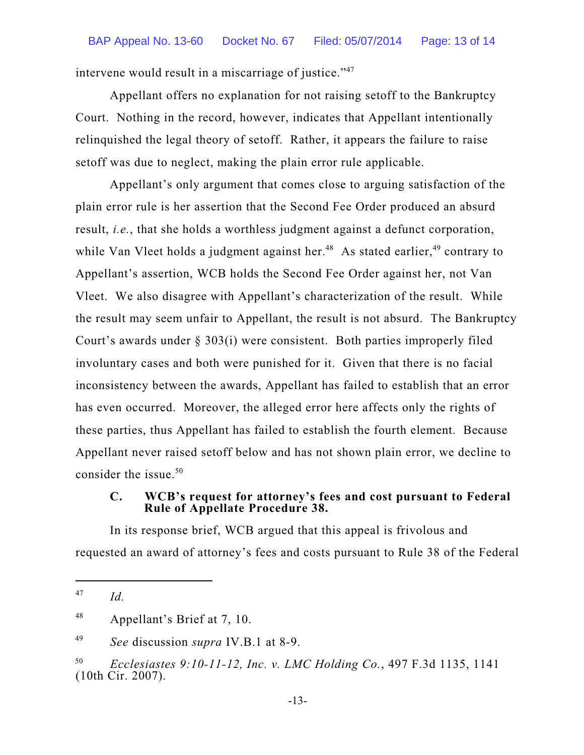intervene would result in a miscarriage of justice."[47]

Appellant offers no explanation for not raising setoff to the Bankruptcy Court. Nothing in the record, however, indicates that Appellant intentionally relinquished the legal theory of setoff. Rather, it appears the failure to raise setoff was due to neglect, making the plain error rule applicable.

Appellant's only argument that comes close to arguing satisfaction of the plain error rule is her assertion that the Second Fee Order produced an absurd result, *i.e.*, that she holds a worthless judgment against a defunct corporation, while Van Vleet holds a judgment against her.[48] As stated earlier,[49] contrary to Appellant's assertion, WCB holds the Second Fee Order against her, not Van Vleet. We also disagree with Appellant's characterization of the result. While the result may seem unfair to Appellant, the result is not absurd. The Bankruptcy Court's awards under § 303(i) were consistent. Both parties improperly filed involuntary cases and both were punished for it. Given that there is no facial inconsistency between the awards, Appellant has failed to establish that an error has even occurred. Moreover, the alleged error here affects only the rights of these parties, thus Appellant has failed to establish the fourth element. Because Appellant never raised setoff below and has not shown plain error, we decline to consider the issue.[50]

### C. WCB's request for attorney's fees and cost pursuant to Federal Rule of Appellate Procedure 38.

In its response brief, WCB argued that this appeal is frivolous and requested an award of attorney's fees and costs pursuant to Rule 38 of the Federal

---

[47] *Id.*

[48] Appellant's Brief at 7, 10.

[49] *See* discussion *supra* IV.B.1 at 8-9.

[50] *Ecclesiastes 9:10-11-12, Inc. v. LMC Holding Co.*, 497 F.3d 1135, 1141 (10th Cir. 2007).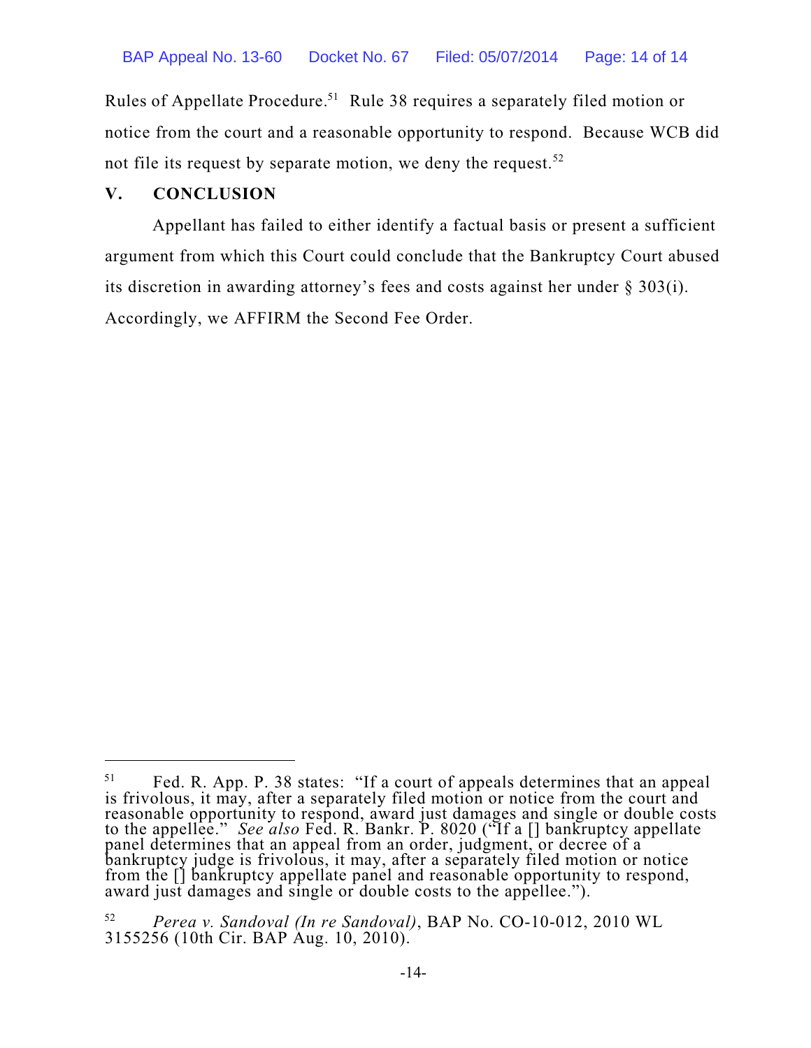Rules of Appellate Procedure.[51] Rule 38 requires a separately filed motion or notice from the court and a reasonable opportunity to respond. Because WCB did not file its request by separate motion, we deny the request.[52]

## V. CONCLUSION

Appellant has failed to either identify a factual basis or present a sufficient argument from which this Court could conclude that the Bankruptcy Court abused its discretion in awarding attorney's fees and costs against her under § 303(i). Accordingly, we AFFIRM the Second Fee Order.

---

[51] Fed. R. App. P. 38 states: "If a court of appeals determines that an appeal is frivolous, it may, after a separately filed motion or notice from the court and reasonable opportunity to respond, award just damages and single or double costs to the appellee." *See also* Fed. R. Bankr. P. 8020 ("If a [] bankruptcy appellate panel determines that an appeal from an order, judgment, or decree of a bankruptcy judge is frivolous, it may, after a separately filed motion or notice from the [] bankruptcy appellate panel and reasonable opportunity to respond, award just damages and single or double costs to the appellee.").

[52] *Perea v. Sandoval (In re Sandoval)*, BAP No. CO-10-012, 2010 WL 3155256 (10th Cir. BAP Aug. 10, 2010).